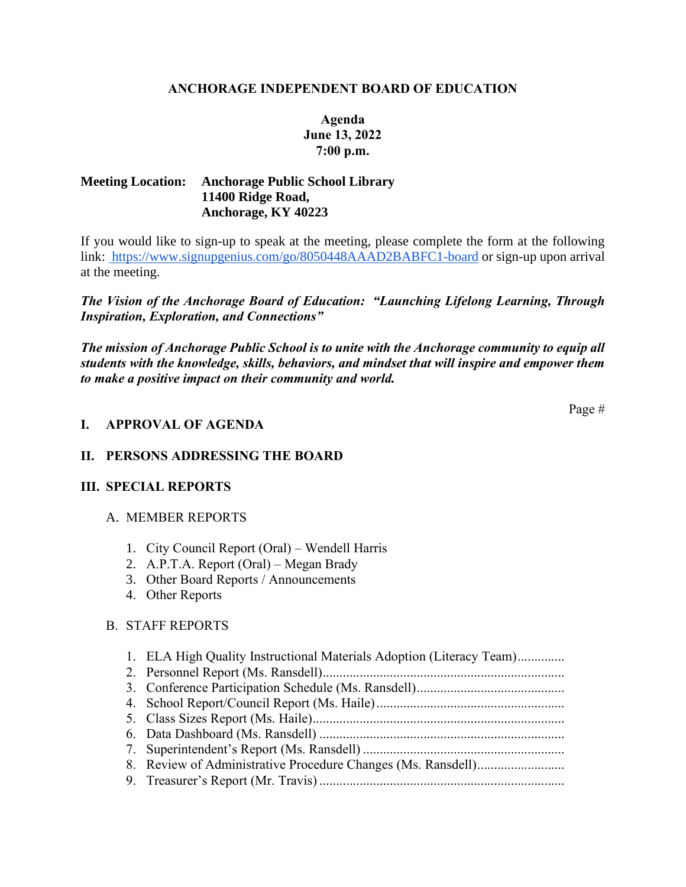**ANCHORAGE INDEPENDENT BOARD OF EDUCATION**

**Agenda**
**June 13, 2022**
**7:00 p.m.**

**Meeting Location:** **Anchorage Public School Library**
**11400 Ridge Road,**
**Anchorage, KY 40223**

If you would like to sign-up to speak at the meeting, please complete the form at the following link: [https://www.signupgenius.com/go/8050448AAAD2BABFC1-board](https://www.signupgenius.com/go/8050448AAAD2BABFC1-board) or sign-up upon arrival at the meeting.

***The Vision of the Anchorage Board of Education: "Launching Lifelong Learning, Through Inspiration, Exploration, and Connections"***

***The mission of Anchorage Public School is to unite with the Anchorage community to equip all students with the knowledge, skills, behaviors, and mindset that will inspire and empower them to make a positive impact on their community and world.***

Page #

## I. APPROVAL OF AGENDA

## II. PERSONS ADDRESSING THE BOARD

## III. SPECIAL REPORTS

### A. MEMBER REPORTS

1. City Council Report (Oral) – Wendell Harris
2. A.P.T.A. Report (Oral) – Megan Brady
3. Other Board Reports / Announcements
4. Other Reports

### B. STAFF REPORTS

1. ELA High Quality Instructional Materials Adoption (Literacy Team)..............
2. Personnel Report (Ms. Ransdell)........................................................................
3. Conference Participation Schedule (Ms. Ransdell)............................................
4. School Report/Council Report (Ms. Haile)........................................................
5. Class Sizes Report (Ms. Haile)...........................................................................
6. Data Dashboard (Ms. Ransdell) .........................................................................
7. Superintendent's Report (Ms. Ransdell) ............................................................
8. Review of Administrative Procedure Changes (Ms. Ransdell)..........................
9. Treasurer's Report (Mr. Travis) .........................................................................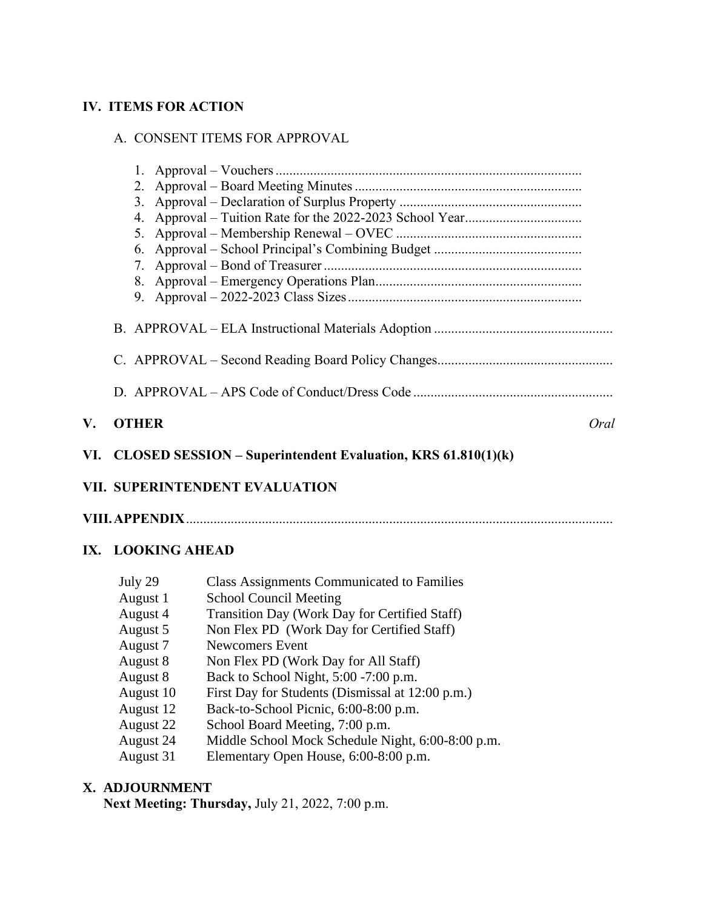## IV. ITEMS FOR ACTION

### A. CONSENT ITEMS FOR APPROVAL

1. Approval – Vouchers
2. Approval – Board Meeting Minutes
3. Approval – Declaration of Surplus Property
4. Approval – Tuition Rate for the 2022-2023 School Year
5. Approval – Membership Renewal – OVEC
6. Approval – School Principal's Combining Budget
7. Approval – Bond of Treasurer
8. Approval – Emergency Operations Plan
9. Approval – 2022-2023 Class Sizes

### B. APPROVAL – ELA Instructional Materials Adoption

### C. APPROVAL – Second Reading Board Policy Changes

### D. APPROVAL – APS Code of Conduct/Dress Code

## V. OTHER *Oral*

## VI. CLOSED SESSION – Superintendent Evaluation, KRS 61.810(1)(k)

## VII. SUPERINTENDENT EVALUATION

## VIII. APPENDIX

## IX. LOOKING AHEAD

| | |
|---|---|
| July 29 | Class Assignments Communicated to Families |
| August 1 | School Council Meeting |
| August 4 | Transition Day (Work Day for Certified Staff) |
| August 5 | Non Flex PD (Work Day for Certified Staff) |
| August 7 | Newcomers Event |
| August 8 | Non Flex PD (Work Day for All Staff) |
| August 8 | Back to School Night, 5:00 -7:00 p.m. |
| August 10 | First Day for Students (Dismissal at 12:00 p.m.) |
| August 12 | Back-to-School Picnic, 6:00-8:00 p.m. |
| August 22 | School Board Meeting, 7:00 p.m. |
| August 24 | Middle School Mock Schedule Night, 6:00-8:00 p.m. |
| August 31 | Elementary Open House, 6:00-8:00 p.m. |

## X. ADJOURNMENT

**Next Meeting: Thursday,** July 21, 2022, 7:00 p.m.